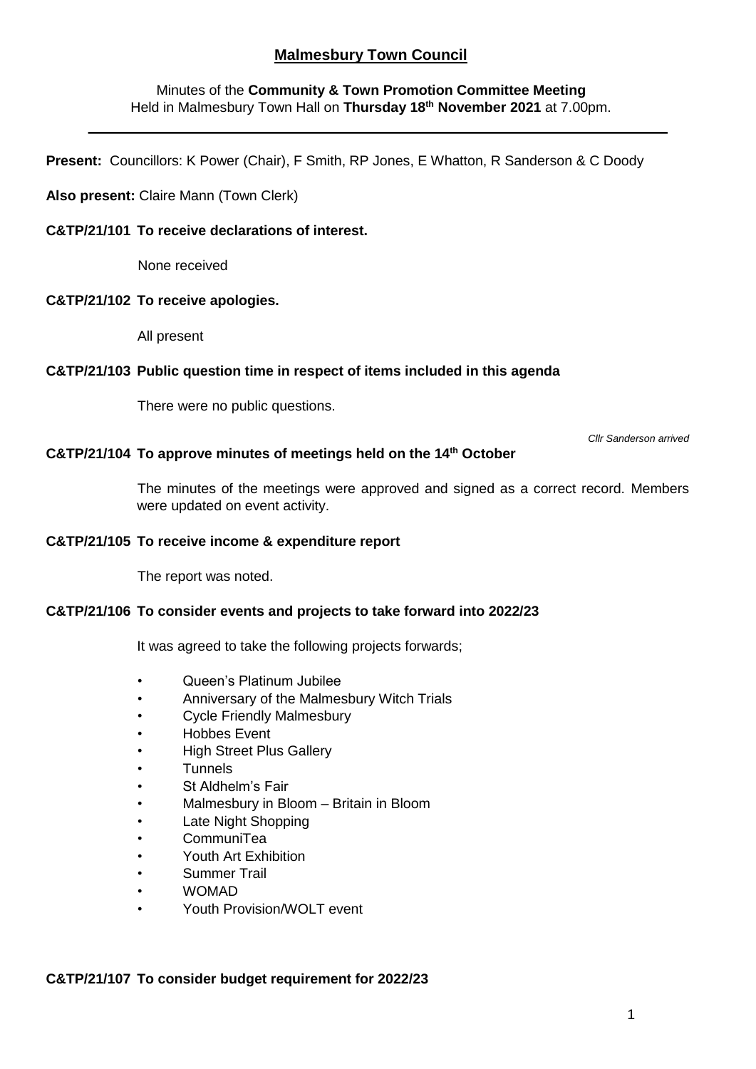# Malmesbury Town Council

Minutes of the **Community & Town Promotion Committee Meeting**
Held in Malmesbury Town Hall on **Thursday 18th November 2021** at 7.00pm.

---

**Present:** Councillors: K Power (Chair), F Smith, RP Jones, E Whatton, R Sanderson & C Doody

**Also present:** Claire Mann (Town Clerk)

**C&TP/21/101 To receive declarations of interest.**

None received

**C&TP/21/102 To receive apologies.**

All present

**C&TP/21/103 Public question time in respect of items included in this agenda**

There were no public questions.

*Cllr Sanderson arrived*

**C&TP/21/104 To approve minutes of meetings held on the 14th October**

The minutes of the meetings were approved and signed as a correct record. Members were updated on event activity.

**C&TP/21/105 To receive income & expenditure report**

The report was noted.

**C&TP/21/106 To consider events and projects to take forward into 2022/23**

It was agreed to take the following projects forwards;

- Queen's Platinum Jubilee
- Anniversary of the Malmesbury Witch Trials
- Cycle Friendly Malmesbury
- Hobbes Event
- High Street Plus Gallery
- Tunnels
- St Aldhelm's Fair
- Malmesbury in Bloom – Britain in Bloom
- Late Night Shopping
- CommuniTea
- Youth Art Exhibition
- Summer Trail
- WOMAD
- Youth Provision/WOLT event

**C&TP/21/107 To consider budget requirement for 2022/23**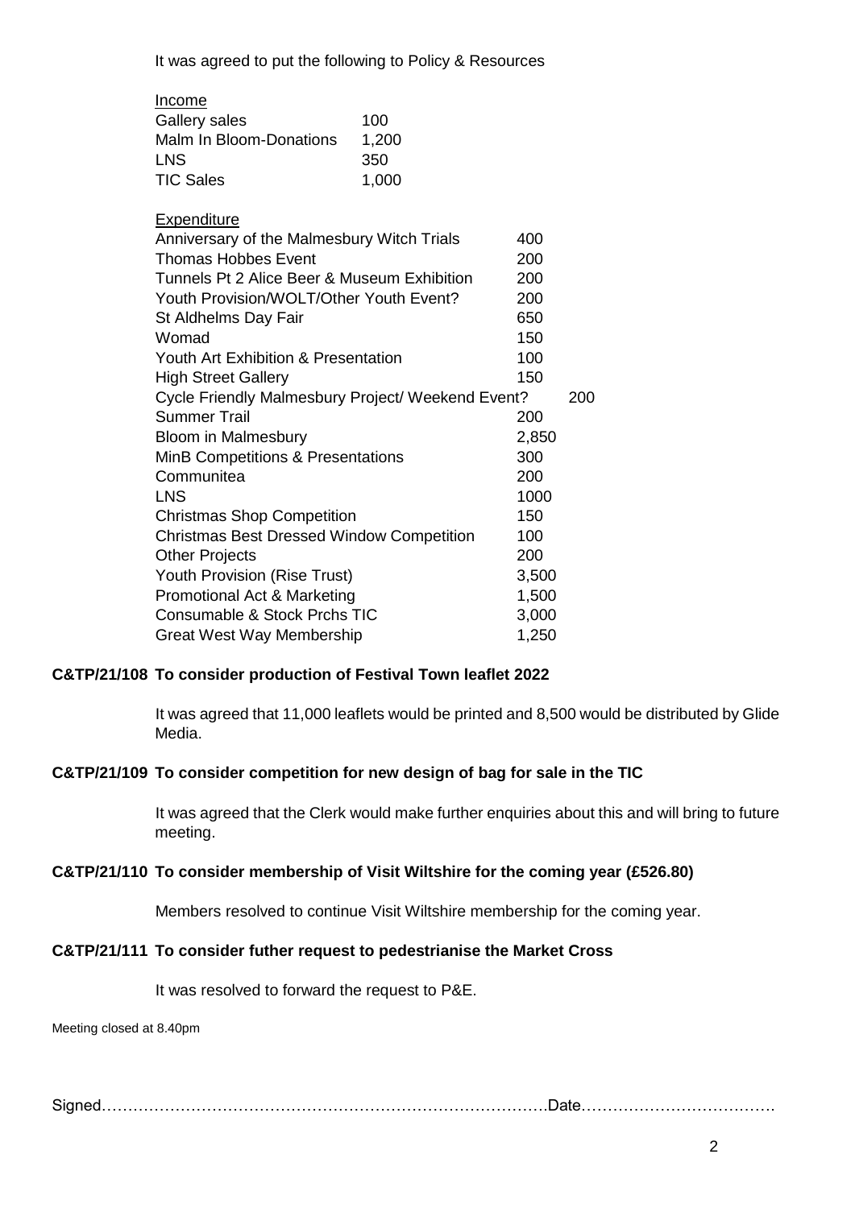It was agreed to put the following to Policy & Resources

**Income**

| | |
|---|---|
| Gallery sales | 100 |
| Malm In Bloom-Donations | 1,200 |
| LNS | 350 |
| TIC Sales | 1,000 |

**Expenditure**

| | |
|---|---|
| Anniversary of the Malmesbury Witch Trials | 400 |
| Thomas Hobbes Event | 200 |
| Tunnels Pt 2 Alice Beer & Museum Exhibition | 200 |
| Youth Provision/WOLT/Other Youth Event? | 200 |
| St Aldhelms Day Fair | 650 |
| Womad | 150 |
| Youth Art Exhibition & Presentation | 100 |
| High Street Gallery | 150 |
| Cycle Friendly Malmesbury Project/ Weekend Event? | 200 |
| Summer Trail | 200 |
| Bloom in Malmesbury | 2,850 |
| MinB Competitions & Presentations | 300 |
| Communitea | 200 |
| LNS | 1000 |
| Christmas Shop Competition | 150 |
| Christmas Best Dressed Window Competition | 100 |
| Other Projects | 200 |
| Youth Provision (Rise Trust) | 3,500 |
| Promotional Act & Marketing | 1,500 |
| Consumable & Stock Prchs TIC | 3,000 |
| Great West Way Membership | 1,250 |

**C&TP/21/108 To consider production of Festival Town leaflet 2022**

It was agreed that 11,000 leaflets would be printed and 8,500 would be distributed by Glide Media.

**C&TP/21/109 To consider competition for new design of bag for sale in the TIC**

It was agreed that the Clerk would make further enquiries about this and will bring to future meeting.

**C&TP/21/110 To consider membership of Visit Wiltshire for the coming year (£526.80)**

Members resolved to continue Visit Wiltshire membership for the coming year.

**C&TP/21/111 To consider futher request to pedestrianise the Market Cross**

It was resolved to forward the request to P&E.

Meeting closed at 8.40pm

Signed…………………………………………………………………………Date………………………………